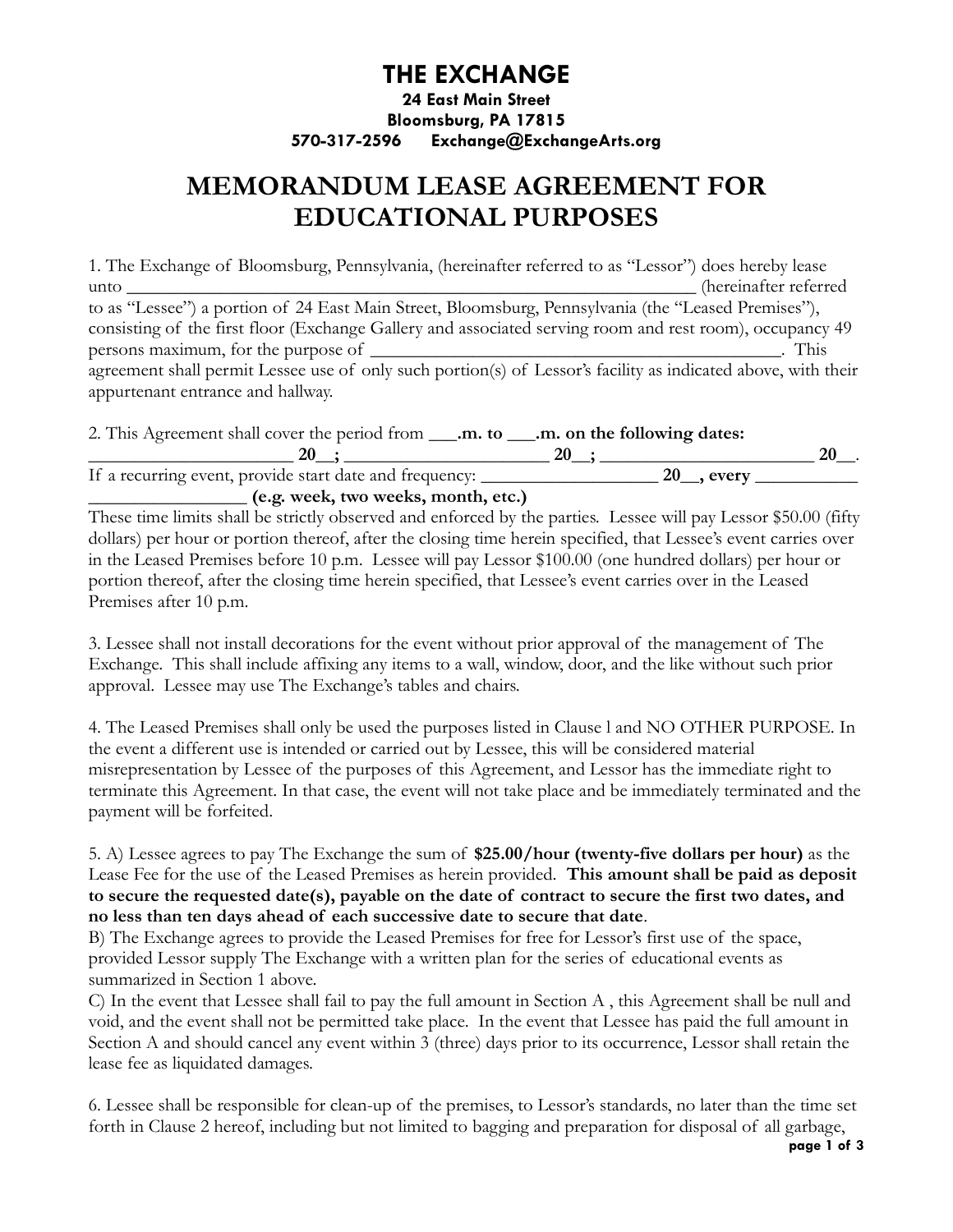# THE EXCHANGE

**24 East Main Street**
**Bloomsburg, PA 17815**
**570-317-2596 Exchange@ExchangeArts.org**

# MEMORANDUM LEASE AGREEMENT FOR EDUCATIONAL PURPOSES

1. The Exchange of Bloomsburg, Pennsylvania, (hereinafter referred to as "Lessor") does hereby lease unto ______________________________________________________________ (hereinafter referred to as "Lessee") a portion of 24 East Main Street, Bloomsburg, Pennsylvania (the "Leased Premises"), consisting of the first floor (Exchange Gallery and associated serving room and rest room), occupancy 49 persons maximum, for the purpose of ____________________________________________. This agreement shall permit Lessee use of only such portion(s) of Lessor's facility as indicated above, with their appurtenant entrance and hallway.

2. This Agreement shall cover the period from **___.m. to ___.m. on the following dates:**
______________________ **20__;** ______________________ **20__;** ______________________ **20__**.
If a recurring event, provide start date and frequency: ___________________ **20__, every** ___________ _________________ **(e.g. week, two weeks, month, etc.)**
These time limits shall be strictly observed and enforced by the parties. Lessee will pay Lessor $50.00 (fifty dollars) per hour or portion thereof, after the closing time herein specified, that Lessee's event carries over in the Leased Premises before 10 p.m. Lessee will pay Lessor $100.00 (one hundred dollars) per hour or portion thereof, after the closing time herein specified, that Lessee's event carries over in the Leased Premises after 10 p.m.

3. Lessee shall not install decorations for the event without prior approval of the management of The Exchange. This shall include affixing any items to a wall, window, door, and the like without such prior approval. Lessee may use The Exchange's tables and chairs.

4. The Leased Premises shall only be used the purposes listed in Clause l and NO OTHER PURPOSE. In the event a different use is intended or carried out by Lessee, this will be considered material misrepresentation by Lessee of the purposes of this Agreement, and Lessor has the immediate right to terminate this Agreement. In that case, the event will not take place and be immediately terminated and the payment will be forfeited.

5. A) Lessee agrees to pay The Exchange the sum of **$25.00/hour (twenty-five dollars per hour)** as the Lease Fee for the use of the Leased Premises as herein provided. **This amount shall be paid as deposit to secure the requested date(s), payable on the date of contract to secure the first two dates, and no less than ten days ahead of each successive date to secure that date**.
B) The Exchange agrees to provide the Leased Premises for free for Lessor's first use of the space, provided Lessor supply The Exchange with a written plan for the series of educational events as summarized in Section 1 above.
C) In the event that Lessee shall fail to pay the full amount in Section A , this Agreement shall be null and void, and the event shall not be permitted take place. In the event that Lessee has paid the full amount in Section A and should cancel any event within 3 (three) days prior to its occurrence, Lessor shall retain the lease fee as liquidated damages.

6. Lessee shall be responsible for clean-up of the premises, to Lessor's standards, no later than the time set forth in Clause 2 hereof, including but not limited to bagging and preparation for disposal of all garbage,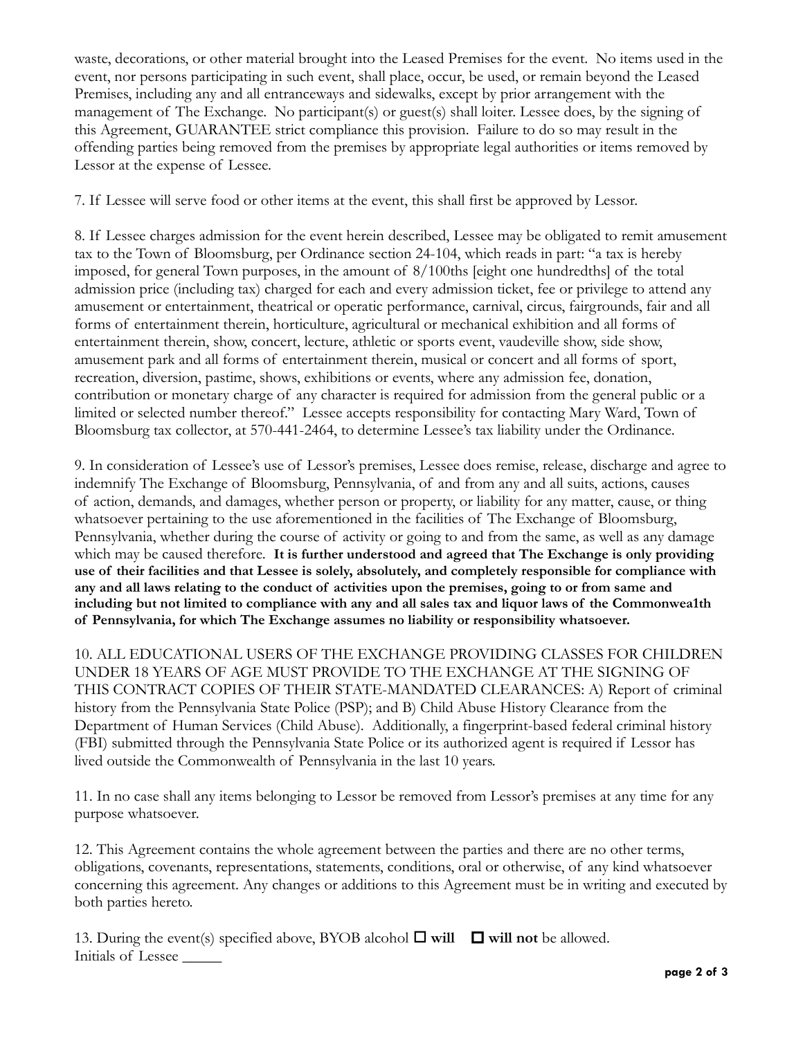waste, decorations, or other material brought into the Leased Premises for the event. No items used in the event, nor persons participating in such event, shall place, occur, be used, or remain beyond the Leased Premises, including any and all entranceways and sidewalks, except by prior arrangement with the management of The Exchange. No participant(s) or guest(s) shall loiter. Lessee does, by the signing of this Agreement, GUARANTEE strict compliance this provision. Failure to do so may result in the offending parties being removed from the premises by appropriate legal authorities or items removed by Lessor at the expense of Lessee.

7. If Lessee will serve food or other items at the event, this shall first be approved by Lessor.

8. If Lessee charges admission for the event herein described, Lessee may be obligated to remit amusement tax to the Town of Bloomsburg, per Ordinance section 24-104, which reads in part: "a tax is hereby imposed, for general Town purposes, in the amount of 8/100ths [eight one hundredths] of the total admission price (including tax) charged for each and every admission ticket, fee or privilege to attend any amusement or entertainment, theatrical or operatic performance, carnival, circus, fairgrounds, fair and all forms of entertainment therein, horticulture, agricultural or mechanical exhibition and all forms of entertainment therein, show, concert, lecture, athletic or sports event, vaudeville show, side show, amusement park and all forms of entertainment therein, musical or concert and all forms of sport, recreation, diversion, pastime, shows, exhibitions or events, where any admission fee, donation, contribution or monetary charge of any character is required for admission from the general public or a limited or selected number thereof." Lessee accepts responsibility for contacting Mary Ward, Town of Bloomsburg tax collector, at 570-441-2464, to determine Lessee's tax liability under the Ordinance.

9. In consideration of Lessee's use of Lessor's premises, Lessee does remise, release, discharge and agree to indemnify The Exchange of Bloomsburg, Pennsylvania, of and from any and all suits, actions, causes of action, demands, and damages, whether person or property, or liability for any matter, cause, or thing whatsoever pertaining to the use aforementioned in the facilities of The Exchange of Bloomsburg, Pennsylvania, whether during the course of activity or going to and from the same, as well as any damage which may be caused therefore. **It is further understood and agreed that The Exchange is only providing use of their facilities and that Lessee is solely, absolutely, and completely responsible for compliance with any and all laws relating to the conduct of activities upon the premises, going to or from same and including but not limited to compliance with any and all sales tax and liquor laws of the Commonwea1th of Pennsylvania, for which The Exchange assumes no liability or responsibility whatsoever.**

10. ALL EDUCATIONAL USERS OF THE EXCHANGE PROVIDING CLASSES FOR CHILDREN UNDER 18 YEARS OF AGE MUST PROVIDE TO THE EXCHANGE AT THE SIGNING OF THIS CONTRACT COPIES OF THEIR STATE-MANDATED CLEARANCES: A) Report of criminal history from the Pennsylvania State Police (PSP); and B) Child Abuse History Clearance from the Department of Human Services (Child Abuse). Additionally, a fingerprint-based federal criminal history (FBI) submitted through the Pennsylvania State Police or its authorized agent is required if Lessor has lived outside the Commonwealth of Pennsylvania in the last 10 years.

11. In no case shall any items belonging to Lessor be removed from Lessor's premises at any time for any purpose whatsoever.

12. This Agreement contains the whole agreement between the parties and there are no other terms, obligations, covenants, representations, statements, conditions, oral or otherwise, of any kind whatsoever concerning this agreement. Any changes or additions to this Agreement must be in writing and executed by both parties hereto.

13. During the event(s) specified above, BYOB alcohol ☐ **will** ☐ **will not** be allowed.
Initials of Lessee _____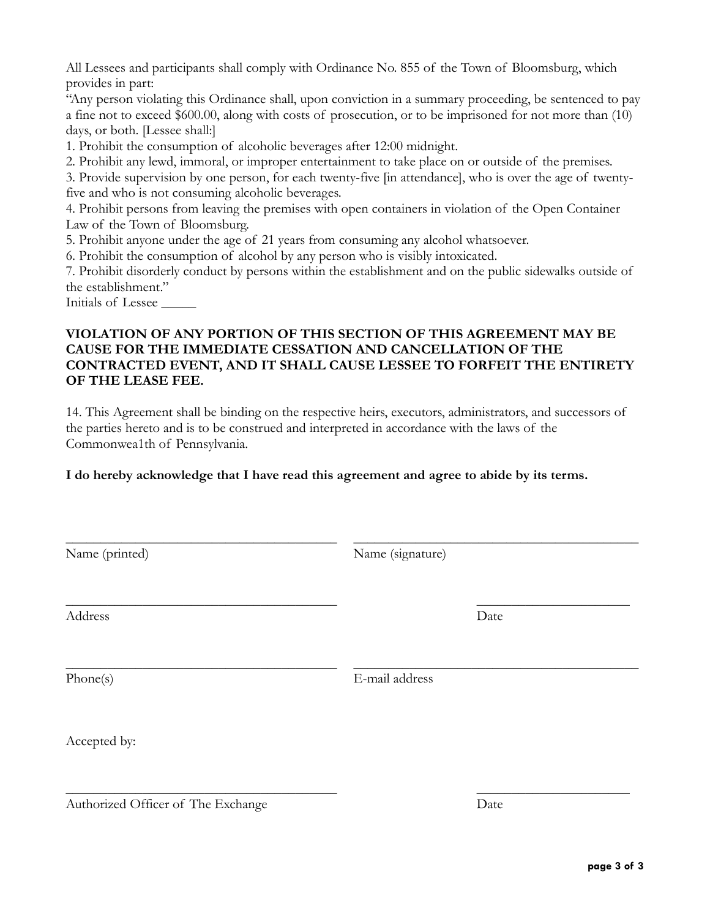All Lessees and participants shall comply with Ordinance No. 855 of the Town of Bloomsburg, which provides in part:

"Any person violating this Ordinance shall, upon conviction in a summary proceeding, be sentenced to pay a fine not to exceed $600.00, along with costs of prosecution, or to be imprisoned for not more than (10) days, or both. [Lessee shall:]

1. Prohibit the consumption of alcoholic beverages after 12:00 midnight.
2. Prohibit any lewd, immoral, or improper entertainment to take place on or outside of the premises.
3. Provide supervision by one person, for each twenty-five [in attendance], who is over the age of twenty-five and who is not consuming alcoholic beverages.
4. Prohibit persons from leaving the premises with open containers in violation of the Open Container Law of the Town of Bloomsburg.
5. Prohibit anyone under the age of 21 years from consuming any alcohol whatsoever.
6. Prohibit the consumption of alcohol by any person who is visibly intoxicated.
7. Prohibit disorderly conduct by persons within the establishment and on the public sidewalks outside of the establishment."

Initials of Lessee _____

**VIOLATION OF ANY PORTION OF THIS SECTION OF THIS AGREEMENT MAY BE CAUSE FOR THE IMMEDIATE CESSATION AND CANCELLATION OF THE CONTRACTED EVENT, AND IT SHALL CAUSE LESSEE TO FORFEIT THE ENTIRETY OF THE LEASE FEE.**

14. This Agreement shall be binding on the respective heirs, executors, administrators, and successors of the parties hereto and is to be construed and interpreted in accordance with the laws of the Commonwea1th of Pennsylvania.

**I do hereby acknowledge that I have read this agreement and agree to abide by its terms.**

_______________________________________ _______________________________________

Name (printed) Name (signature)

_______________________________________ ______________________

Address Date

_______________________________________ _______________________________________

Phone(s) E-mail address

Accepted by:

_______________________________________ ______________________

Authorized Officer of The Exchange Date